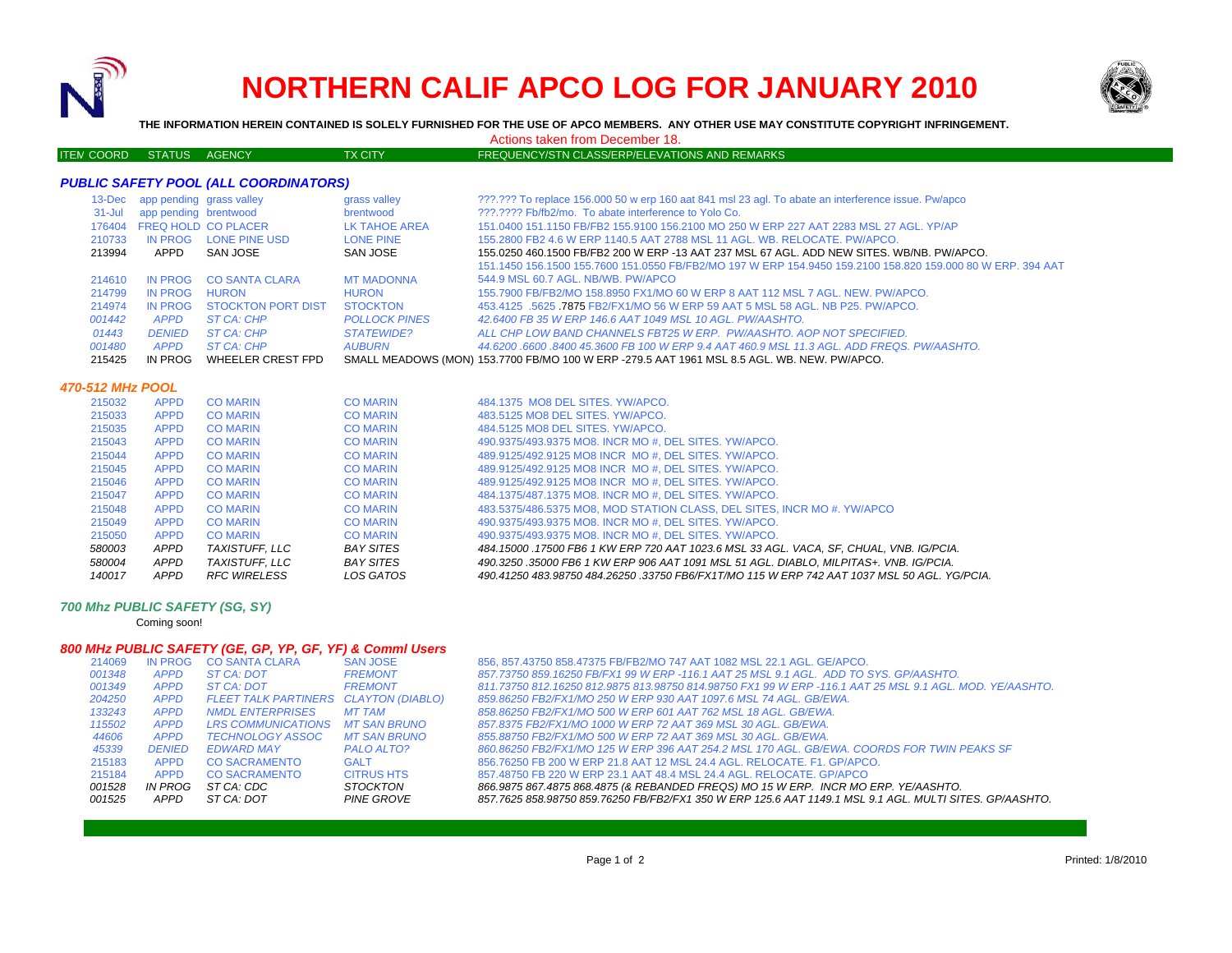# NORTHERN CALIF APCO LOG FOR JANUARY 2010

**THE INFORMATION HEREIN CONTAINED IS SOLELY FURNISHED FOR THE USE OF APCO MEMBERS. ANY OTHER USE MAY CONSTITUTE COPYRIGHT INFRINGEMENT.**

Actions taken from December 18.

| ITEM COORD | STATUS | AGENCY | TX CITY | FREQUENCY/STN CLASS/ERP/ELEVATIONS AND REMARKS |
|---|---|---|---|---|
| ***PUBLIC SAFETY POOL (ALL COORDINATORS)*** | | | | |
| 13-Dec | app pending | grass valley | grass valley | ???.??? To replace 156.000 50 w erp 160 aat 841 msl 23 agl. To abate an interference issue. Pw/apco |
| 31-Jul | app pending | brentwood | brentwood | ???.???? Fb/fb2/mo. To abate interference to Yolo Co. |
| 176404 | FREQ HOLD | CO PLACER | LK TAHOE AREA | 151.0400 151.1150 FB/FB2 155.9100 156.2100 MO 250 W ERP 227 AAT 2283 MSL 27 AGL. YP/AP |
| 210733 | IN PROG | LONE PINE USD | LONE PINE | 155.2800 FB2 4.6 W ERP 1140.5 AAT 2788 MSL 11 AGL. WB. RELOCATE. PW/APCO. |
| 213994 | APPD | SAN JOSE | SAN JOSE | 155.0250 460.1500 FB/FB2 200 W ERP -13 AAT 237 MSL 67 AGL. ADD NEW SITES. WB/NB. PW/APCO. |
| 214610 | IN PROG | CO SANTA CLARA | MT MADONNA | 151.1450 156.1500 155.7600 151.0550 FB/FB2/MO 197 W ERP 154.9450 159.2100 158.820 159.000 80 W ERP. 394 AAT 544.9 MSL 60.7 AGL. NB/WB. PW/APCO |
| 214799 | IN PROG | HURON | HURON | 155.7900 FB/FB2/MO 158.8950 FX1/MO 60 W ERP 8 AAT 112 MSL 7 AGL. NEW. PW/APCO. |
| 214974 | IN PROG | STOCKTON PORT DIST | STOCKTON | 453.4125 .5625 .7875 FB2/FX1/MO 56 W ERP 59 AAT 5 MSL 58 AGL. NB P25. PW/APCO. |
| *001442* | *APPD* | *ST CA: CHP* | *POLLOCK PINES* | *42.6400 FB 35 W ERP 146.6 AAT 1049 MSL 10 AGL. PW/AASHTO.* |
| *01443* | *DENIED* | *ST CA: CHP* | *STATEWIDE?* | *ALL CHP LOW BAND CHANNELS FBT25 W ERP. PW/AASHTO. AOP NOT SPECIFIED.* |
| *001480* | *APPD* | *ST CA: CHP* | *AUBURN* | *44.6200 .6600 .8400 45.3600 FB 100 W ERP 9.4 AAT 460.9 MSL 11.3 AGL. ADD FREQS. PW/AASHTO.* |
| 215425 | IN PROG | WHEELER CREST FPD | SMALL MEADOWS (MON) | 153.7700 FB/MO 100 W ERP -279.5 AAT 1961 MSL 8.5 AGL. WB. NEW. PW/APCO. |
| ***470-512 MHz POOL*** | | | | |
| 215032 | APPD | CO MARIN | CO MARIN | 484.1375 MO8 DEL SITES. YW/APCO. |
| 215033 | APPD | CO MARIN | CO MARIN | 483.5125 MO8 DEL SITES. YW/APCO. |
| 215035 | APPD | CO MARIN | CO MARIN | 484.5125 MO8 DEL SITES. YW/APCO. |
| 215043 | APPD | CO MARIN | CO MARIN | 490.9375/493.9375 MO8. INCR MO #, DEL SITES. YW/APCO. |
| 215044 | APPD | CO MARIN | CO MARIN | 489.9125/492.9125 MO8 INCR MO #, DEL SITES. YW/APCO. |
| 215045 | APPD | CO MARIN | CO MARIN | 489.9125/492.9125 MO8 INCR MO #, DEL SITES. YW/APCO. |
| 215046 | APPD | CO MARIN | CO MARIN | 489.9125/492.9125 MO8 INCR MO #, DEL SITES. YW/APCO. |
| 215047 | APPD | CO MARIN | CO MARIN | 484.1375/487.1375 MO8. INCR MO #, DEL SITES. YW/APCO. |
| 215048 | APPD | CO MARIN | CO MARIN | 483.5375/486.5375 MO8, MOD STATION CLASS, DEL SITES, INCR MO #. YW/APCO |
| 215049 | APPD | CO MARIN | CO MARIN | 490.9375/493.9375 MO8. INCR MO #, DEL SITES. YW/APCO. |
| 215050 | APPD | CO MARIN | CO MARIN | 490.9375/493.9375 MO8. INCR MO #, DEL SITES. YW/APCO. |
| *580003* | *APPD* | *TAXISTUFF, LLC* | *BAY SITES* | *484.15000 .17500 FB6 1 KW ERP 720 AAT 1023.6 MSL 33 AGL. VACA, SF, CHUAL, VNB. IG/PCIA.* |
| *580004* | *APPD* | *TAXISTUFF, LLC* | *BAY SITES* | *490.3250 .35000 FB6 1 KW ERP 906 AAT 1091 MSL 51 AGL. DIABLO, MILPITAS+. VNB. IG/PCIA.* |
| *140017* | *APPD* | *RFC WIRELESS* | *LOS GATOS* | *490.41250 483.98750 484.26250 .33750 FB6/FX1T/MO 115 W ERP 742 AAT 1037 MSL 50 AGL. YG/PCIA.* |
| ***700 Mhz PUBLIC SAFETY (SG, SY)*** | | | | |
| Coming soon! | | | | |
| ***800 MHz PUBLIC SAFETY (GE, GP, YP, GF, YF) & Comml Users*** | | | | |
| 214069 | IN PROG | CO SANTA CLARA | SAN JOSE | 856, 857.43750 858.47375 FB/FB2/MO 747 AAT 1082 MSL 22.1 AGL. GE/APCO. |
| *001348* | *APPD* | *ST CA: DOT* | *FREMONT* | *857.73750 859.16250 FB/FX1 99 W ERP -116.1 AAT 25 MSL 9.1 AGL. ADD TO SYS. GP/AASHTO.* |
| *001349* | *APPD* | *ST CA: DOT* | *FREMONT* | *811.73750 812.16250 812.9875 813.98750 814.98750 FX1 99 W ERP -116.1 AAT 25 MSL 9.1 AGL. MOD. YE/AASHTO.* |
| *204250* | *APPD* | *FLEET TALK PARTINERS* | *CLAYTON (DIABLO)* | *859.86250 FB2/FX1/MO 250 W ERP 930 AAT 1097.6 MSL 74 AGL. GB/EWA.* |
| *133243* | *APPD* | *NMDL ENTERPRISES* | *MT TAM* | *858.86250 FB2/FX1/MO 500 W ERP 601 AAT 762 MSL 18 AGL. GB/EWA.* |
| *115502* | *APPD* | *LRS COMMUNICATIONS* | *MT SAN BRUNO* | *857.8375 FB2/FX1/MO 1000 W ERP 72 AAT 369 MSL 30 AGL. GB/EWA.* |
| *44606* | *APPD* | *TECHNOLOGY ASSOC* | *MT SAN BRUNO* | *855.88750 FB2/FX1/MO 500 W ERP 72 AAT 369 MSL 30 AGL. GB/EWA.* |
| *45339* | *DENIED* | *EDWARD MAY* | *PALO ALTO?* | *860.86250 FB2/FX1/MO 125 W ERP 396 AAT 254.2 MSL 170 AGL. GB/EWA. COORDS FOR TWIN PEAKS SF* |
| 215183 | APPD | CO SACRAMENTO | GALT | 856.76250 FB 200 W ERP 21.8 AAT 12 MSL 24.4 AGL. RELOCATE. F1. GP/APCO. |
| 215184 | APPD | CO SACRAMENTO | CITRUS HTS | 857.48750 FB 220 W ERP 23.1 AAT 48.4 MSL 24.4 AGL. RELOCATE. GP/APCO |
| *001528* | *IN PROG* | *ST CA: CDC* | *STOCKTON* | *866.9875 867.4875 868.4875 (& REBANDED FREQS) MO 15 W ERP. INCR MO ERP. YE/AASHTO.* |
| *001525* | *APPD* | *ST CA: DOT* | *PINE GROVE* | *857.7625 858.98750 859.76250 FB/FB2/FX1 350 W ERP 125.6 AAT 1149.1 MSL 9.1 AGL. MULTI SITES. GP/AASHTO.* |

Printed: 1/8/2010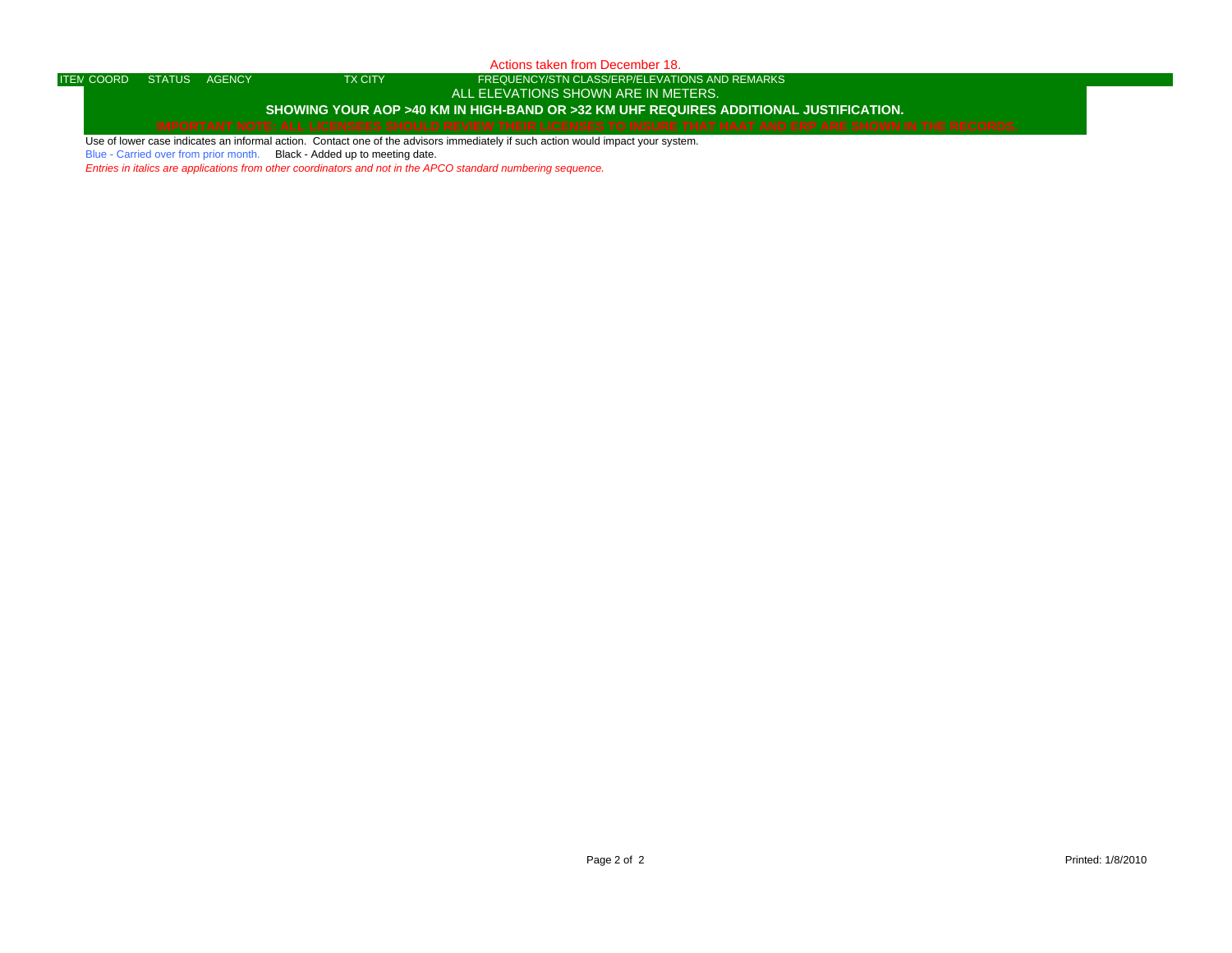Actions taken from December 18.

| ITEM | COORD | STATUS | AGENCY | TX CITY | FREQUENCY/STN CLASS/ERP/ELEVATIONS AND REMARKS |
|---|---|---|---|---|---|

ALL ELEVATIONS SHOWN ARE IN METERS.

**SHOWING YOUR AOP >40 KM IN HIGH-BAND OR >32 KM UHF REQUIRES ADDITIONAL JUSTIFICATION.**

IMPORTANT NOTE: ALL LICENSEES SHOULD REVIEW THEIR LICENSES TO INSURE THAT HAAT AND ERP ARE SHOWN IN THE RECORDS.

Use of lower case indicates an informal action. Contact one of the advisors immediately if such action would impact your system.

Blue - Carried over from prior month. Black - Added up to meeting date.

*Entries in italics are applications from other coordinators and not in the APCO standard numbering sequence.*

Printed: 1/8/2010